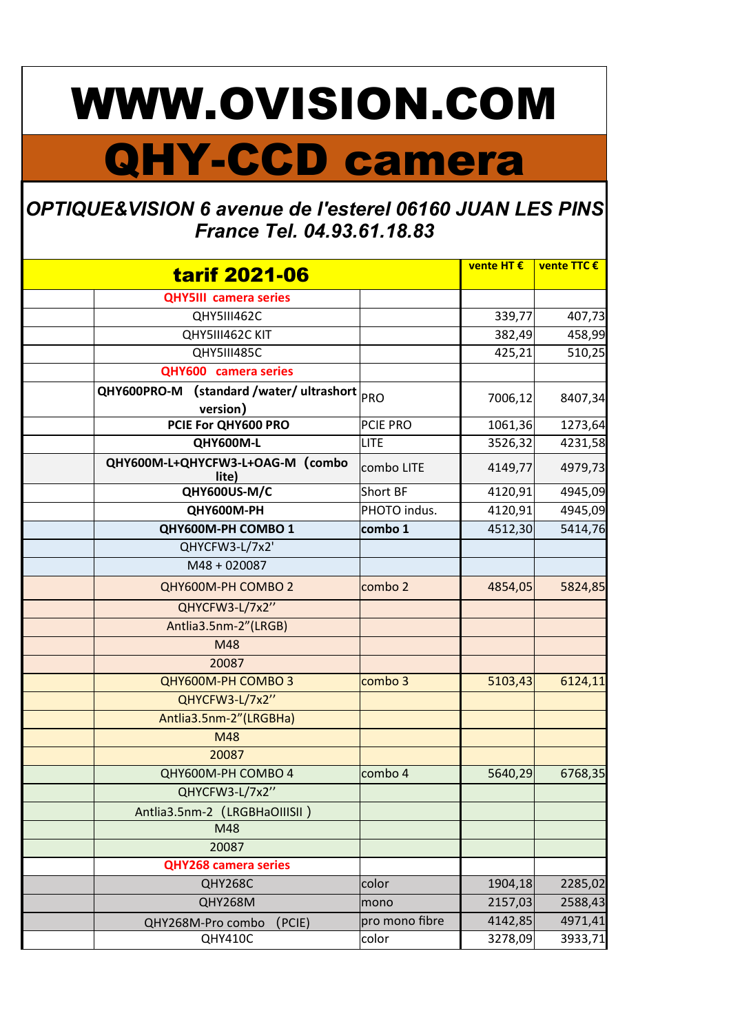# WWW.OVISION.COM

# QHY-CCD camera

***OPTIQUE&VISION 6 avenue de l'esterel 06160 JUAN LES PINS France Tel. 04.93.61.18.83***

| | **tarif 2021-06** | | **vente HT €** | **vente TTC €** |
|---|---|---|---|---|
| | **QHY5III camera series** | | | |
| | QHY5III462C | | 339,77 | 407,73 |
| | QHY5III462C KIT | | 382,49 | 458,99 |
| | QHY5III485C | | 425,21 | 510,25 |
| | **QHY600 camera series** | | | |
| | **QHY600PRO-M (standard /water/ ultrashort version)** | PRO | 7006,12 | 8407,34 |
| | **PCIE For QHY600 PRO** | PCIE PRO | 1061,36 | 1273,64 |
| | **QHY600M-L** | LITE | 3526,32 | 4231,58 |
| | **QHY600M-L+QHYCFW3-L+OAG-M (combo lite)** | combo LITE | 4149,77 | 4979,73 |
| | **QHY600US-M/C** | Short BF | 4120,91 | 4945,09 |
| | **QHY600M-PH** | PHOTO indus. | 4120,91 | 4945,09 |
| | **QHY600M-PH COMBO 1** | **combo 1** | 4512,30 | 5414,76 |
| | QHYCFW3-L/7x2' | | | |
| | M48 + 020087 | | | |
| | QHY600M-PH COMBO 2 | combo 2 | 4854,05 | 5824,85 |
| | QHYCFW3-L/7x2'' | | | |
| | Antlia3.5nm-2"(LRGB) | | | |
| | M48 | | | |
| | 20087 | | | |
| | QHY600M-PH COMBO 3 | combo 3 | 5103,43 | 6124,11 |
| | QHYCFW3-L/7x2'' | | | |
| | Antlia3.5nm-2"(LRGBHa) | | | |
| | M48 | | | |
| | 20087 | | | |
| | QHY600M-PH COMBO 4 | combo 4 | 5640,29 | 6768,35 |
| | QHYCFW3-L/7x2'' | | | |
| | Antlia3.5nm-2 (LRGBHaOIIISII) | | | |
| | M48 | | | |
| | 20087 | | | |
| | **QHY268 camera series** | | | |
| | QHY268C | color | 1904,18 | 2285,02 |
| | QHY268M | mono | 2157,03 | 2588,43 |
| | QHY268M-Pro combo (PCIE) | pro mono fibre | 4142,85 | 4971,41 |
| | QHY410C | color | 3278,09 | 3933,71 |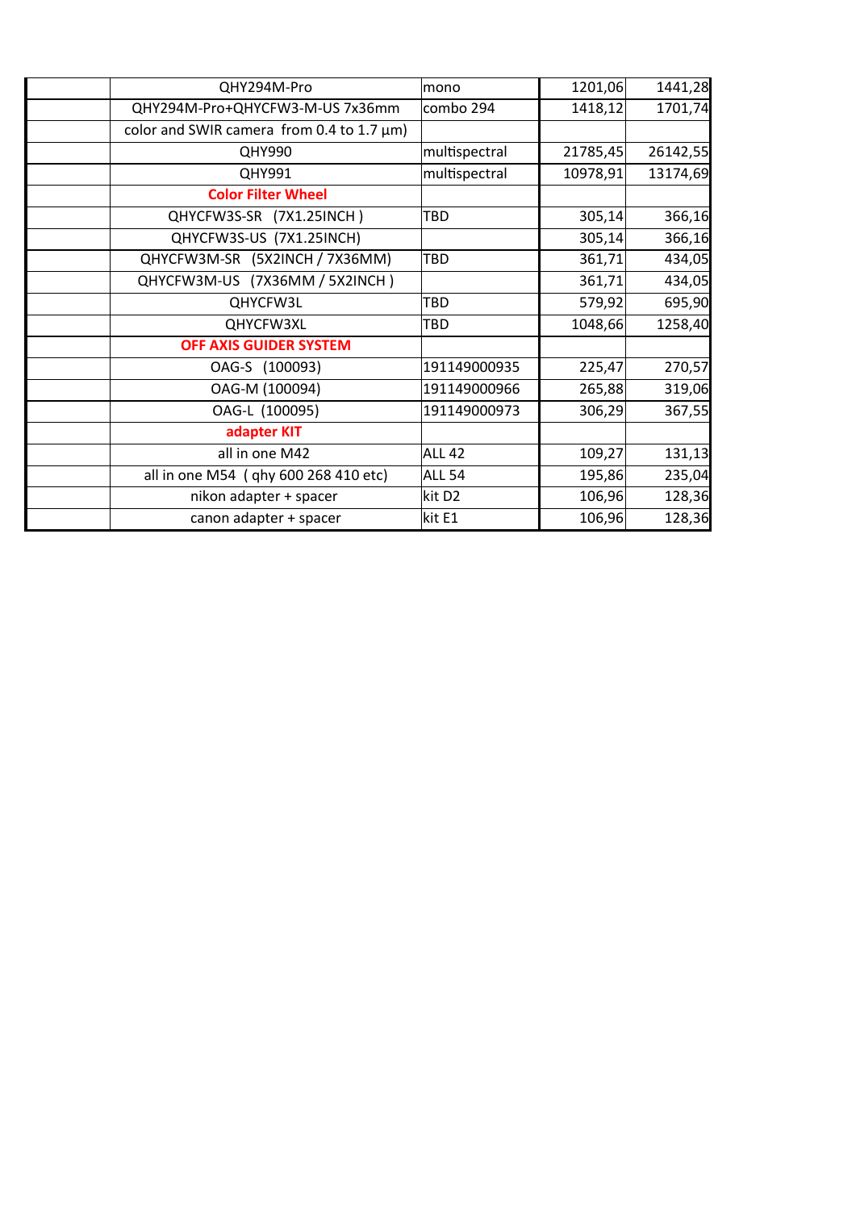| | | | | |
|---|---|---|---|---|
| | QHY294M-Pro | mono | 1201,06 | 1441,28 |
| | QHY294M-Pro+QHYCFW3-M-US 7x36mm | combo 294 | 1418,12 | 1701,74 |
| | color and SWIR camera from 0.4 to 1.7 µm) | | | |
| | QHY990 | multispectral | 21785,45 | 26142,55 |
| | QHY991 | multispectral | 10978,91 | 13174,69 |
| | **Color Filter Wheel** | | | |
| | QHYCFW3S-SR (7X1.25INCH ) | TBD | 305,14 | 366,16 |
| | QHYCFW3S-US (7X1.25INCH) | | 305,14 | 366,16 |
| | QHYCFW3M-SR (5X2INCH / 7X36MM) | TBD | 361,71 | 434,05 |
| | QHYCFW3M-US (7X36MM / 5X2INCH ) | | 361,71 | 434,05 |
| | QHYCFW3L | TBD | 579,92 | 695,90 |
| | QHYCFW3XL | TBD | 1048,66 | 1258,40 |
| | **OFF AXIS GUIDER SYSTEM** | | | |
| | OAG-S (100093) | 191149000935 | 225,47 | 270,57 |
| | OAG-M (100094) | 191149000966 | 265,88 | 319,06 |
| | OAG-L (100095) | 191149000973 | 306,29 | 367,55 |
| | **adapter KIT** | | | |
| | all in one M42 | ALL 42 | 109,27 | 131,13 |
| | all in one M54 ( qhy 600 268 410 etc) | ALL 54 | 195,86 | 235,04 |
| | nikon adapter + spacer | kit D2 | 106,96 | 128,36 |
| | canon adapter + spacer | kit E1 | 106,96 | 128,36 |